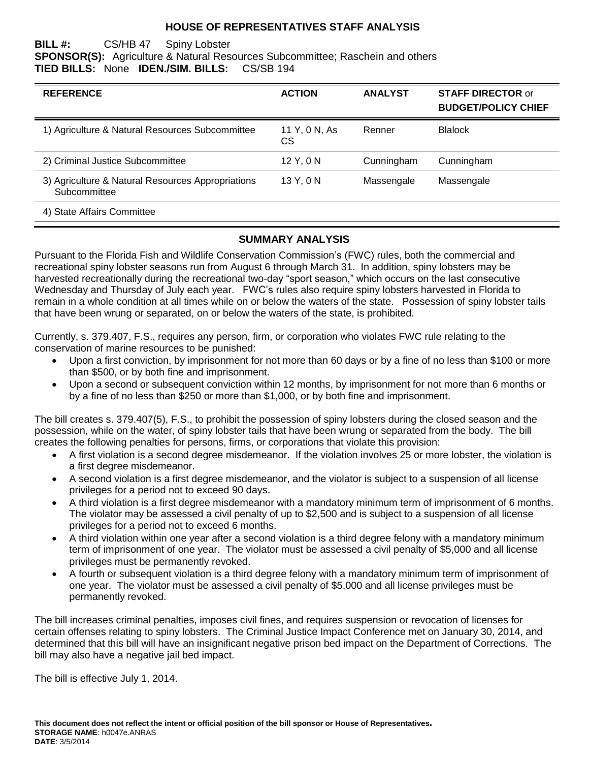# HOUSE OF REPRESENTATIVES STAFF ANALYSIS

**BILL #:** CS/HB 47 Spiny Lobster
**SPONSOR(S):** Agriculture & Natural Resources Subcommittee; Raschein and others
**TIED BILLS:** None **IDEN./SIM. BILLS:** CS/SB 194

| REFERENCE | ACTION | ANALYST | STAFF DIRECTOR or BUDGET/POLICY CHIEF |
|---|---|---|---|
| 1) Agriculture & Natural Resources Subcommittee | 11 Y, 0 N, As CS | Renner | Blalock |
| 2) Criminal Justice Subcommittee | 12 Y, 0 N | Cunningham | Cunningham |
| 3) Agriculture & Natural Resources Appropriations Subcommittee | 13 Y, 0 N | Massengale | Massengale |
| 4) State Affairs Committee | | | |

## SUMMARY ANALYSIS

Pursuant to the Florida Fish and Wildlife Conservation Commission's (FWC) rules, both the commercial and recreational spiny lobster seasons run from August 6 through March 31. In addition, spiny lobsters may be harvested recreationally during the recreational two-day "sport season," which occurs on the last consecutive Wednesday and Thursday of July each year. FWC's rules also require spiny lobsters harvested in Florida to remain in a whole condition at all times while on or below the waters of the state. Possession of spiny lobster tails that have been wrung or separated, on or below the waters of the state, is prohibited.

Currently, s. 379.407, F.S., requires any person, firm, or corporation who violates FWC rule relating to the conservation of marine resources to be punished:

- Upon a first conviction, by imprisonment for not more than 60 days or by a fine of no less than $100 or more than $500, or by both fine and imprisonment.
- Upon a second or subsequent conviction within 12 months, by imprisonment for not more than 6 months or by a fine of no less than $250 or more than $1,000, or by both fine and imprisonment.

The bill creates s. 379.407(5), F.S., to prohibit the possession of spiny lobsters during the closed season and the possession, while on the water, of spiny lobster tails that have been wrung or separated from the body. The bill creates the following penalties for persons, firms, or corporations that violate this provision:

- A first violation is a second degree misdemeanor. If the violation involves 25 or more lobster, the violation is a first degree misdemeanor.
- A second violation is a first degree misdemeanor, and the violator is subject to a suspension of all license privileges for a period not to exceed 90 days.
- A third violation is a first degree misdemeanor with a mandatory minimum term of imprisonment of 6 months. The violator may be assessed a civil penalty of up to $2,500 and is subject to a suspension of all license privileges for a period not to exceed 6 months.
- A third violation within one year after a second violation is a third degree felony with a mandatory minimum term of imprisonment of one year. The violator must be assessed a civil penalty of $5,000 and all license privileges must be permanently revoked.
- A fourth or subsequent violation is a third degree felony with a mandatory minimum term of imprisonment of one year. The violator must be assessed a civil penalty of $5,000 and all license privileges must be permanently revoked.

The bill increases criminal penalties, imposes civil fines, and requires suspension or revocation of licenses for certain offenses relating to spiny lobsters. The Criminal Justice Impact Conference met on January 30, 2014, and determined that this bill will have an insignificant negative prison bed impact on the Department of Corrections. The bill may also have a negative jail bed impact.

The bill is effective July 1, 2014.

**This document does not reflect the intent or official position of the bill sponsor or House of Representatives.**
**STORAGE NAME**: h0047e.ANRAS
**DATE**: 3/5/2014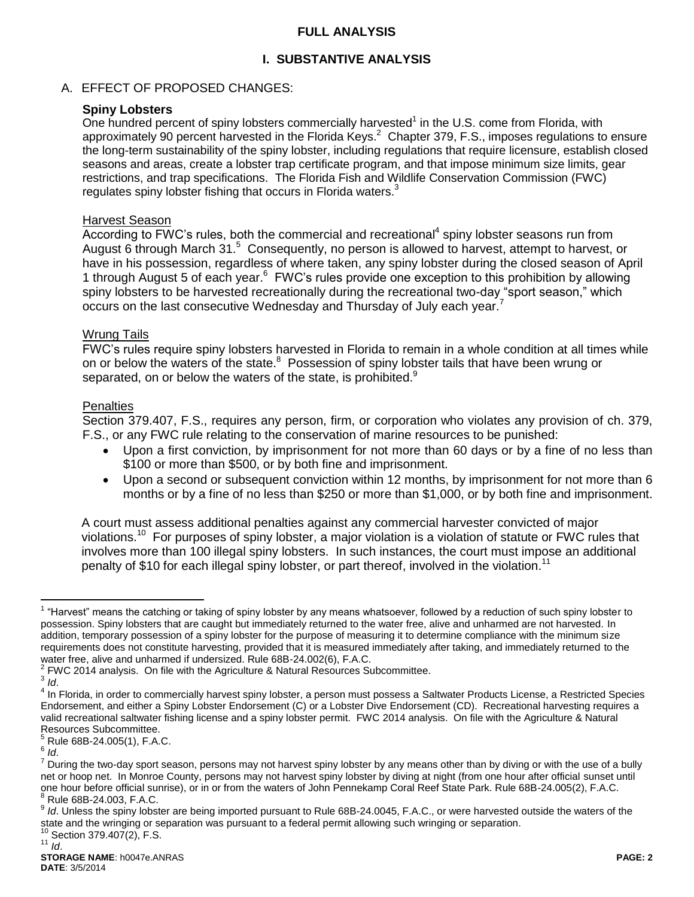## FULL ANALYSIS

## I. SUBSTANTIVE ANALYSIS

A. EFFECT OF PROPOSED CHANGES:

**Spiny Lobsters**

One hundred percent of spiny lobsters commercially harvested[1] in the U.S. come from Florida, with approximately 90 percent harvested in the Florida Keys.[2] Chapter 379, F.S., imposes regulations to ensure the long-term sustainability of the spiny lobster, including regulations that require licensure, establish closed seasons and areas, create a lobster trap certificate program, and that impose minimum size limits, gear restrictions, and trap specifications. The Florida Fish and Wildlife Conservation Commission (FWC) regulates spiny lobster fishing that occurs in Florida waters.[3]

Harvest Season

According to FWC's rules, both the commercial and recreational[4] spiny lobster seasons run from August 6 through March 31.[5] Consequently, no person is allowed to harvest, attempt to harvest, or have in his possession, regardless of where taken, any spiny lobster during the closed season of April 1 through August 5 of each year.[6] FWC's rules provide one exception to this prohibition by allowing spiny lobsters to be harvested recreationally during the recreational two-day "sport season," which occurs on the last consecutive Wednesday and Thursday of July each year.[7]

Wrung Tails

FWC's rules require spiny lobsters harvested in Florida to remain in a whole condition at all times while on or below the waters of the state.[8] Possession of spiny lobster tails that have been wrung or separated, on or below the waters of the state, is prohibited.[9]

Penalties

Section 379.407, F.S., requires any person, firm, or corporation who violates any provision of ch. 379, F.S., or any FWC rule relating to the conservation of marine resources to be punished:

- Upon a first conviction, by imprisonment for not more than 60 days or by a fine of no less than $100 or more than $500, or by both fine and imprisonment.
- Upon a second or subsequent conviction within 12 months, by imprisonment for not more than 6 months or by a fine of no less than $250 or more than $1,000, or by both fine and imprisonment.

A court must assess additional penalties against any commercial harvester convicted of major violations.[10] For purposes of spiny lobster, a major violation is a violation of statute or FWC rules that involves more than 100 illegal spiny lobsters. In such instances, the court must impose an additional penalty of $10 for each illegal spiny lobster, or part thereof, involved in the violation.[11]

---

[1] "Harvest" means the catching or taking of spiny lobster by any means whatsoever, followed by a reduction of such spiny lobster to possession. Spiny lobsters that are caught but immediately returned to the water free, alive and unharmed are not harvested. In addition, temporary possession of a spiny lobster for the purpose of measuring it to determine compliance with the minimum size requirements does not constitute harvesting, provided that it is measured immediately after taking, and immediately returned to the water free, alive and unharmed if undersized. Rule 68B-24.002(6), F.A.C.

[2] FWC 2014 analysis. On file with the Agriculture & Natural Resources Subcommittee.

[3] *Id*.

[4] In Florida, in order to commercially harvest spiny lobster, a person must possess a Saltwater Products License, a Restricted Species Endorsement, and either a Spiny Lobster Endorsement (C) or a Lobster Dive Endorsement (CD). Recreational harvesting requires a valid recreational saltwater fishing license and a spiny lobster permit. FWC 2014 analysis. On file with the Agriculture & Natural Resources Subcommittee.

[5] Rule 68B-24.005(1), F.A.C.

[6] *Id*.

[7] During the two-day sport season, persons may not harvest spiny lobster by any means other than by diving or with the use of a bully net or hoop net. In Monroe County, persons may not harvest spiny lobster by diving at night (from one hour after official sunset until one hour before official sunrise), or in or from the waters of John Pennekamp Coral Reef State Park. Rule 68B-24.005(2), F.A.C.

[8] Rule 68B-24.003, F.A.C.

[9] *Id*. Unless the spiny lobster are being imported pursuant to Rule 68B-24.0045, F.A.C., or were harvested outside the waters of the state and the wringing or separation was pursuant to a federal permit allowing such wringing or separation.

[10] Section 379.407(2), F.S.

[11] *Id*.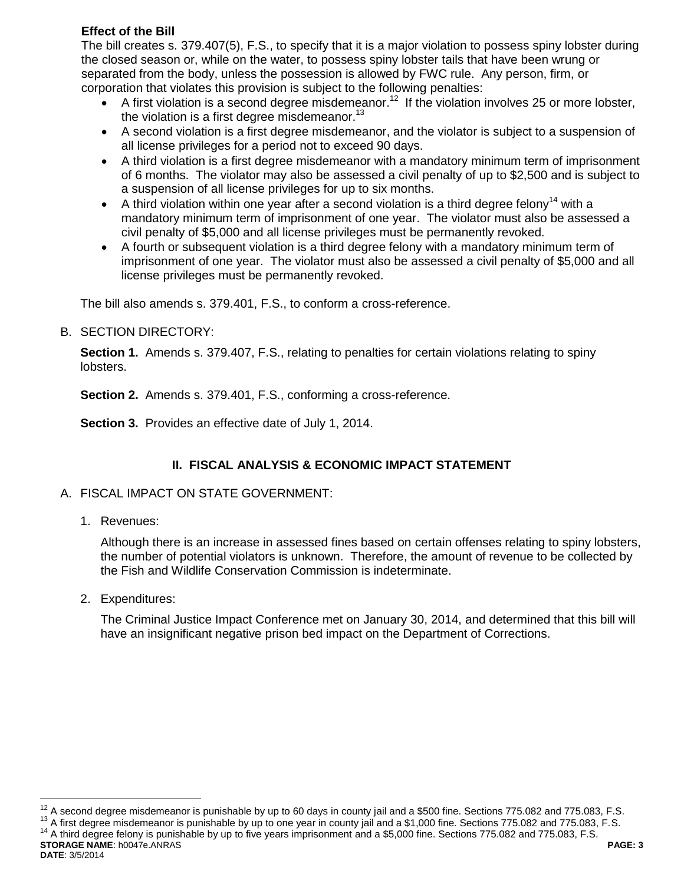**Effect of the Bill**

The bill creates s. 379.407(5), F.S., to specify that it is a major violation to possess spiny lobster during the closed season or, while on the water, to possess spiny lobster tails that have been wrung or separated from the body, unless the possession is allowed by FWC rule. Any person, firm, or corporation that violates this provision is subject to the following penalties:

- A first violation is a second degree misdemeanor.[12] If the violation involves 25 or more lobster, the violation is a first degree misdemeanor.[13]
- A second violation is a first degree misdemeanor, and the violator is subject to a suspension of all license privileges for a period not to exceed 90 days.
- A third violation is a first degree misdemeanor with a mandatory minimum term of imprisonment of 6 months. The violator may also be assessed a civil penalty of up to $2,500 and is subject to a suspension of all license privileges for up to six months.
- A third violation within one year after a second violation is a third degree felony[14] with a mandatory minimum term of imprisonment of one year. The violator must also be assessed a civil penalty of $5,000 and all license privileges must be permanently revoked.
- A fourth or subsequent violation is a third degree felony with a mandatory minimum term of imprisonment of one year. The violator must also be assessed a civil penalty of $5,000 and all license privileges must be permanently revoked.

The bill also amends s. 379.401, F.S., to conform a cross-reference.

B. SECTION DIRECTORY:

**Section 1.** Amends s. 379.407, F.S., relating to penalties for certain violations relating to spiny lobsters.

**Section 2.** Amends s. 379.401, F.S., conforming a cross-reference.

**Section 3.** Provides an effective date of July 1, 2014.

## II. FISCAL ANALYSIS & ECONOMIC IMPACT STATEMENT

A. FISCAL IMPACT ON STATE GOVERNMENT:

1. Revenues:

   Although there is an increase in assessed fines based on certain offenses relating to spiny lobsters, the number of potential violators is unknown. Therefore, the amount of revenue to be collected by the Fish and Wildlife Conservation Commission is indeterminate.

2. Expenditures:

   The Criminal Justice Impact Conference met on January 30, 2014, and determined that this bill will have an insignificant negative prison bed impact on the Department of Corrections.

---

[12] A second degree misdemeanor is punishable by up to 60 days in county jail and a $500 fine. Sections 775.082 and 775.083, F.S.

[13] A first degree misdemeanor is punishable by up to one year in county jail and a $1,000 fine. Sections 775.082 and 775.083, F.S.

[14] A third degree felony is punishable by up to five years imprisonment and a $5,000 fine. Sections 775.082 and 775.083, F.S.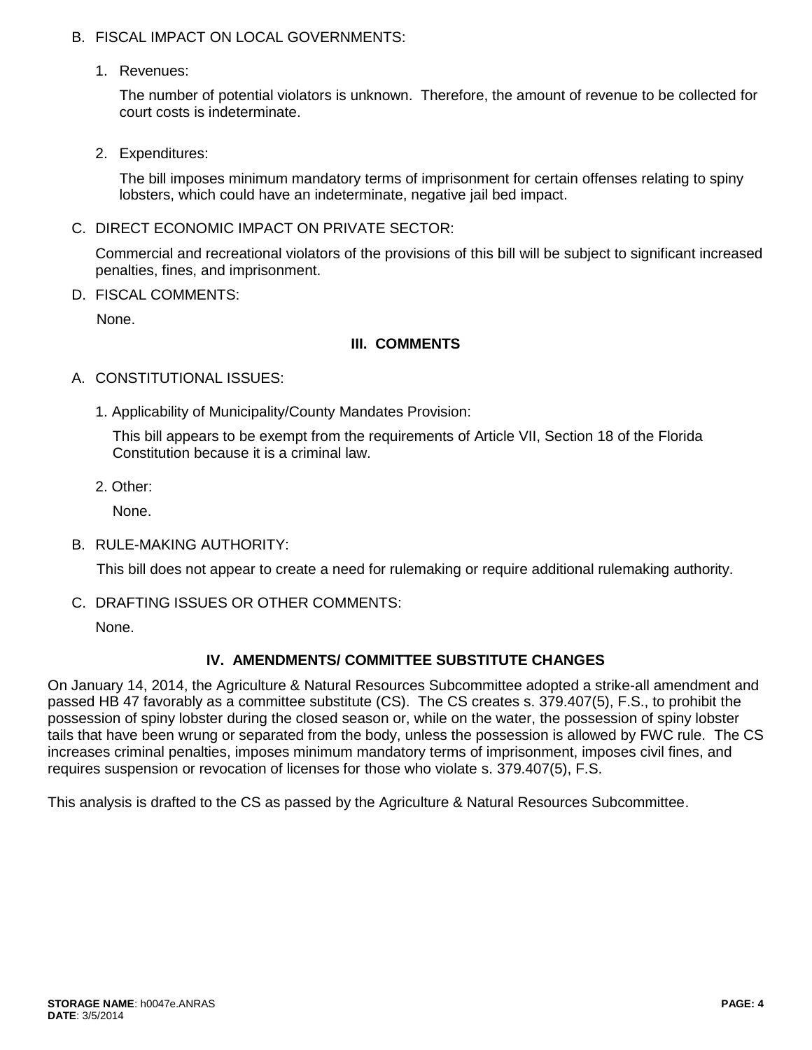B. FISCAL IMPACT ON LOCAL GOVERNMENTS:

1. Revenues:

   The number of potential violators is unknown. Therefore, the amount of revenue to be collected for court costs is indeterminate.

2. Expenditures:

   The bill imposes minimum mandatory terms of imprisonment for certain offenses relating to spiny lobsters, which could have an indeterminate, negative jail bed impact.

C. DIRECT ECONOMIC IMPACT ON PRIVATE SECTOR:

Commercial and recreational violators of the provisions of this bill will be subject to significant increased penalties, fines, and imprisonment.

D. FISCAL COMMENTS:

None.

## III. COMMENTS

A. CONSTITUTIONAL ISSUES:

1. Applicability of Municipality/County Mandates Provision:

   This bill appears to be exempt from the requirements of Article VII, Section 18 of the Florida Constitution because it is a criminal law.

2. Other:

   None.

B. RULE-MAKING AUTHORITY:

This bill does not appear to create a need for rulemaking or require additional rulemaking authority.

C. DRAFTING ISSUES OR OTHER COMMENTS:

None.

## IV. AMENDMENTS/ COMMITTEE SUBSTITUTE CHANGES

On January 14, 2014, the Agriculture & Natural Resources Subcommittee adopted a strike-all amendment and passed HB 47 favorably as a committee substitute (CS). The CS creates s. 379.407(5), F.S., to prohibit the possession of spiny lobster during the closed season or, while on the water, the possession of spiny lobster tails that have been wrung or separated from the body, unless the possession is allowed by FWC rule. The CS increases criminal penalties, imposes minimum mandatory terms of imprisonment, imposes civil fines, and requires suspension or revocation of licenses for those who violate s. 379.407(5), F.S.

This analysis is drafted to the CS as passed by the Agriculture & Natural Resources Subcommittee.